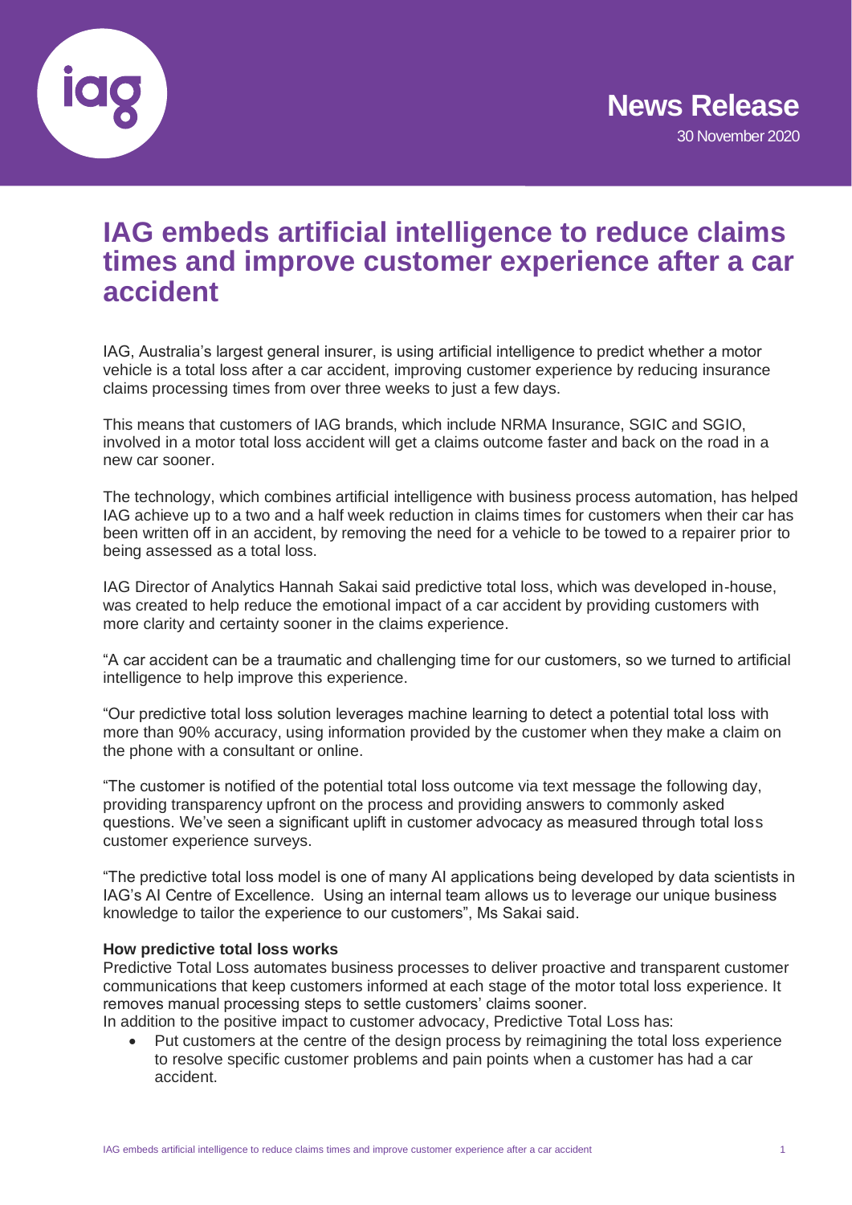**News Release**

30 November 2020

# IAG embeds artificial intelligence to reduce claims times and improve customer experience after a car accident

IAG, Australia's largest general insurer, is using artificial intelligence to predict whether a motor vehicle is a total loss after a car accident, improving customer experience by reducing insurance claims processing times from over three weeks to just a few days.

This means that customers of IAG brands, which include NRMA Insurance, SGIC and SGIO, involved in a motor total loss accident will get a claims outcome faster and back on the road in a new car sooner.

The technology, which combines artificial intelligence with business process automation, has helped IAG achieve up to a two and a half week reduction in claims times for customers when their car has been written off in an accident, by removing the need for a vehicle to be towed to a repairer prior to being assessed as a total loss.

IAG Director of Analytics Hannah Sakai said predictive total loss, which was developed in-house, was created to help reduce the emotional impact of a car accident by providing customers with more clarity and certainty sooner in the claims experience.

"A car accident can be a traumatic and challenging time for our customers, so we turned to artificial intelligence to help improve this experience.

"Our predictive total loss solution leverages machine learning to detect a potential total loss with more than 90% accuracy, using information provided by the customer when they make a claim on the phone with a consultant or online.

"The customer is notified of the potential total loss outcome via text message the following day, providing transparency upfront on the process and providing answers to commonly asked questions. We've seen a significant uplift in customer advocacy as measured through total loss customer experience surveys.

"The predictive total loss model is one of many AI applications being developed by data scientists in IAG's AI Centre of Excellence. Using an internal team allows us to leverage our unique business knowledge to tailor the experience to our customers", Ms Sakai said.

**How predictive total loss works**

Predictive Total Loss automates business processes to deliver proactive and transparent customer communications that keep customers informed at each stage of the motor total loss experience. It removes manual processing steps to settle customers' claims sooner.

In addition to the positive impact to customer advocacy, Predictive Total Loss has:

- Put customers at the centre of the design process by reimagining the total loss experience to resolve specific customer problems and pain points when a customer has had a car accident.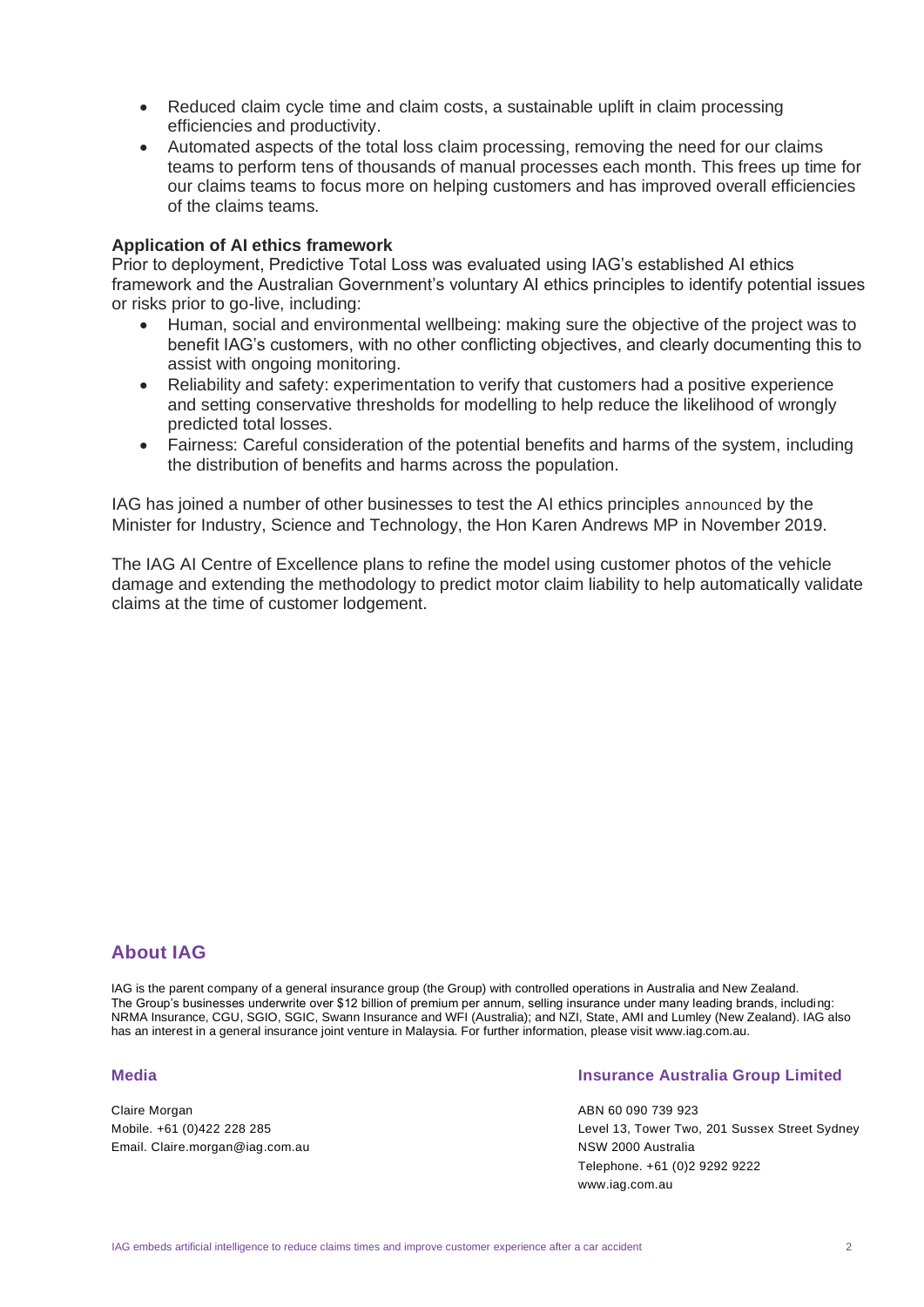- Reduced claim cycle time and claim costs, a sustainable uplift in claim processing efficiencies and productivity.
- Automated aspects of the total loss claim processing, removing the need for our claims teams to perform tens of thousands of manual processes each month. This frees up time for our claims teams to focus more on helping customers and has improved overall efficiencies of the claims teams.

**Application of AI ethics framework**

Prior to deployment, Predictive Total Loss was evaluated using IAG's established AI ethics framework and the Australian Government's voluntary AI ethics principles to identify potential issues or risks prior to go-live, including:

- Human, social and environmental wellbeing: making sure the objective of the project was to benefit IAG's customers, with no other conflicting objectives, and clearly documenting this to assist with ongoing monitoring.
- Reliability and safety: experimentation to verify that customers had a positive experience and setting conservative thresholds for modelling to help reduce the likelihood of wrongly predicted total losses.
- Fairness: Careful consideration of the potential benefits and harms of the system, including the distribution of benefits and harms across the population.

IAG has joined a number of other businesses to test the AI ethics principles announced by the Minister for Industry, Science and Technology, the Hon Karen Andrews MP in November 2019.

The IAG AI Centre of Excellence plans to refine the model using customer photos of the vehicle damage and extending the methodology to predict motor claim liability to help automatically validate claims at the time of customer lodgement.

## About IAG

IAG is the parent company of a general insurance group (the Group) with controlled operations in Australia and New Zealand. The Group's businesses underwrite over $12 billion of premium per annum, selling insurance under many leading brands, including: NRMA Insurance, CGU, SGIO, SGIC, Swann Insurance and WFI (Australia); and NZI, State, AMI and Lumley (New Zealand). IAG also has an interest in a general insurance joint venture in Malaysia. For further information, please visit www.iag.com.au.

### Media

Claire Morgan
Mobile. +61 (0)422 228 285
Email. Claire.morgan@iag.com.au

### Insurance Australia Group Limited

ABN 60 090 739 923
Level 13, Tower Two, 201 Sussex Street Sydney
NSW 2000 Australia
Telephone. +61 (0)2 9292 9222
www.iag.com.au